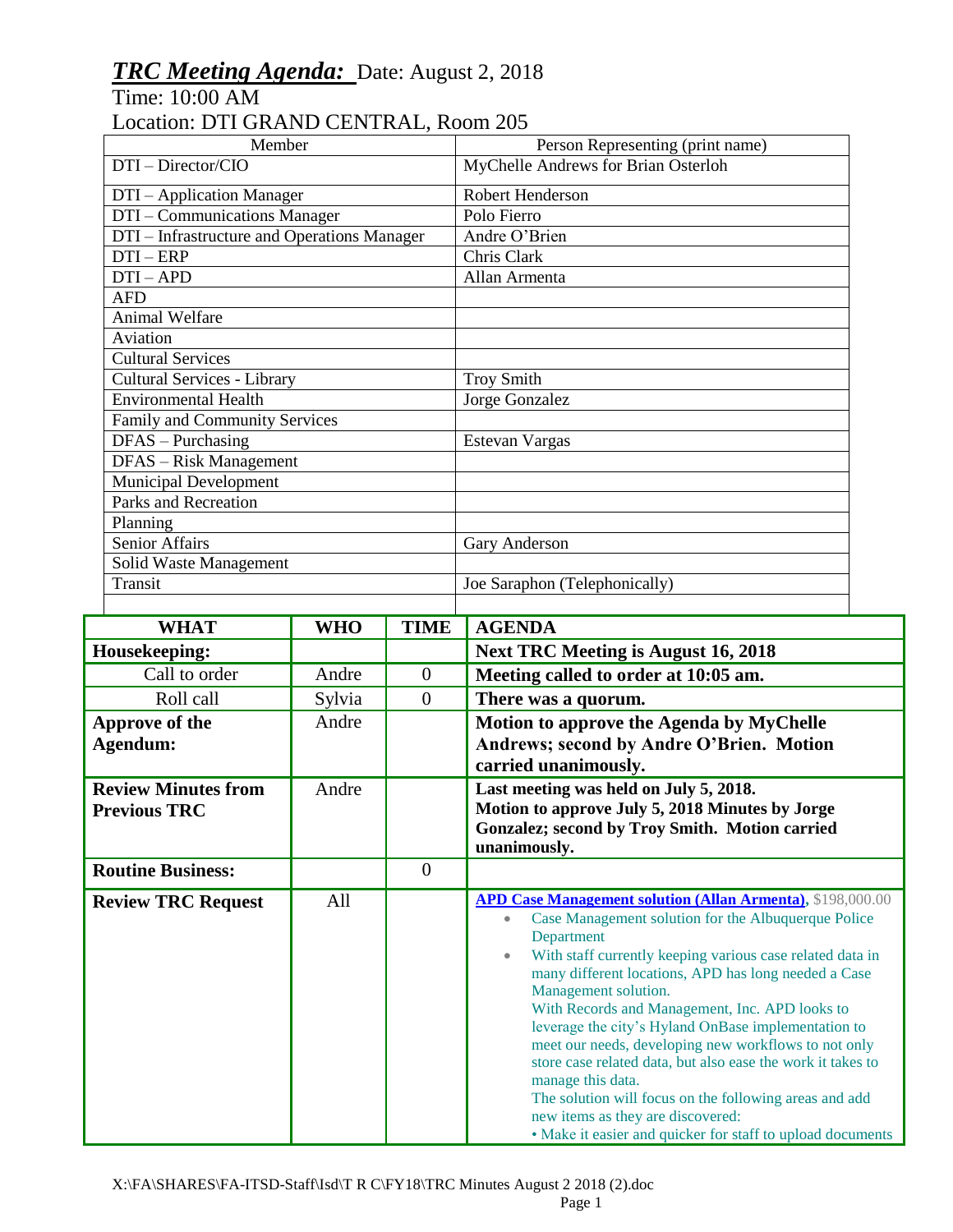# ***TRC Meeting Agenda:*** Date: August 2, 2018

Time: 10:00 AM

Location: DTI GRAND CENTRAL, Room 205

| Member | Person Representing (print name) |
|---|---|
| DTI – Director/CIO | MyChelle Andrews for Brian Osterloh |
| DTI – Application Manager | Robert Henderson |
| DTI – Communications Manager | Polo Fierro |
| DTI – Infrastructure and Operations Manager | Andre O'Brien |
| DTI – ERP | Chris Clark |
| DTI – APD | Allan Armenta |
| AFD | |
| Animal Welfare | |
| Aviation | |
| Cultural Services | |
| Cultural Services - Library | Troy Smith |
| Environmental Health | Jorge Gonzalez |
| Family and Community Services | |
| DFAS – Purchasing | Estevan Vargas |
| DFAS – Risk Management | |
| Municipal Development | |
| Parks and Recreation | |
| Planning | |
| Senior Affairs | Gary Anderson |
| Solid Waste Management | |
| Transit | Joe Saraphon (Telephonically) |
| | |

| WHAT | WHO | TIME | AGENDA |
|---|---|---|---|
| **Housekeeping:** | | | **Next TRC Meeting is August 16, 2018** |
| Call to order | Andre | 0 | **Meeting called to order at 10:05 am.** |
| Roll call | Sylvia | 0 | **There was a quorum.** |
| **Approve of the Agendum:** | Andre | | **Motion to approve the Agenda by MyChelle Andrews; second by Andre O'Brien. Motion carried unanimously.** |
| **Review Minutes from Previous TRC** | Andre | | **Last meeting was held on July 5, 2018. Motion to approve July 5, 2018 Minutes by Jorge Gonzalez; second by Troy Smith. Motion carried unanimously.** |
| **Routine Business:** | | 0 | |
| **Review TRC Request** | All | | **APD Case Management solution (Allan Armenta),** $198,000.00<br>• Case Management solution for the Albuquerque Police Department<br>• With staff currently keeping various case related data in many different locations, APD has long needed a Case Management solution.<br>With Records and Management, Inc. APD looks to leverage the city's Hyland OnBase implementation to meet our needs, developing new workflows to not only store case related data, but also ease the work it takes to manage this data.<br>The solution will focus on the following areas and add new items as they are discovered:<br>• Make it easier and quicker for staff to upload documents |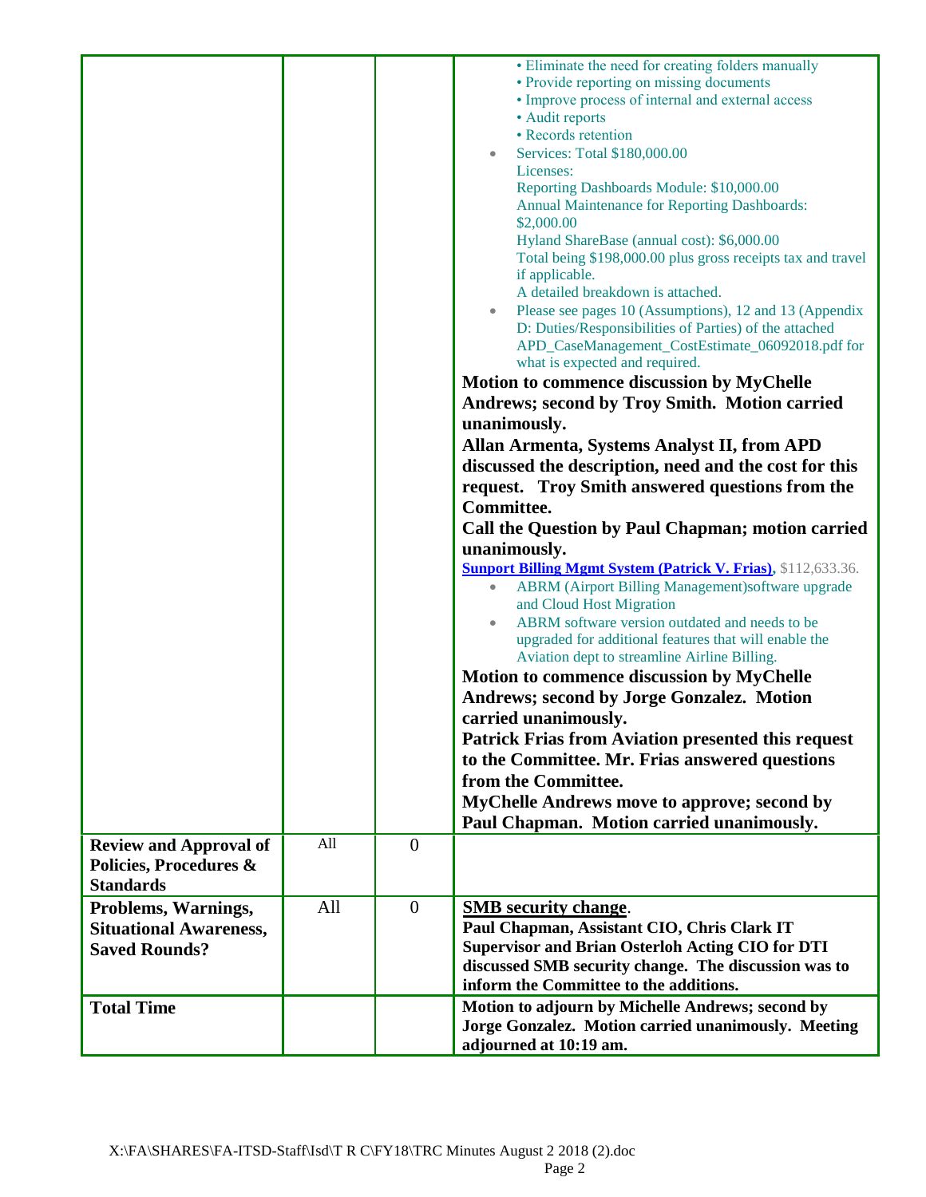| | | | |
|---|---|---|---|
| | | | • Eliminate the need for creating folders manually<br>• Provide reporting on missing documents<br>• Improve process of internal and external access<br>• Audit reports<br>• Records retention<br>• Services: Total $180,000.00<br>Licenses:<br>Reporting Dashboards Module: $10,000.00<br>Annual Maintenance for Reporting Dashboards: $2,000.00<br>Hyland ShareBase (annual cost): $6,000.00<br>Total being $198,000.00 plus gross receipts tax and travel if applicable.<br>A detailed breakdown is attached.<br>• Please see pages 10 (Assumptions), 12 and 13 (Appendix D: Duties/Responsibilities of Parties) of the attached APD_CaseManagement_CostEstimate_06092018.pdf for what is expected and required.<br>**Motion to commence discussion by MyChelle Andrews; second by Troy Smith. Motion carried unanimously.**<br>**Allan Armenta, Systems Analyst II, from APD discussed the description, need and the cost for this request. Troy Smith answered questions from the Committee.**<br>**Call the Question by Paul Chapman; motion carried unanimously.**<br>**Sunport Billing Mgmt System (Patrick V. Frias)**, $112,633.36.<br>• ABRM (Airport Billing Management)software upgrade and Cloud Host Migration<br>• ABRM software version outdated and needs to be upgraded for additional features that will enable the Aviation dept to streamline Airline Billing.<br>**Motion to commence discussion by MyChelle Andrews; second by Jorge Gonzalez. Motion carried unanimously.**<br>**Patrick Frias from Aviation presented this request to the Committee. Mr. Frias answered questions from the Committee.**<br>**MyChelle Andrews move to approve; second by Paul Chapman. Motion carried unanimously.** |
| **Review and Approval of Policies, Procedures & Standards** | All | 0 | |
| **Problems, Warnings, Situational Awareness, Saved Rounds?** | All | 0 | **SMB security change.**<br>**Paul Chapman, Assistant CIO, Chris Clark IT Supervisor and Brian Osterloh Acting CIO for DTI discussed SMB security change. The discussion was to inform the Committee to the additions.** |
| **Total Time** | | | **Motion to adjourn by Michelle Andrews; second by Jorge Gonzalez. Motion carried unanimously. Meeting adjourned at 10:19 am.** |

X:\FA\SHARES\FA-ITSD-Staff\Isd\T R C\FY18\TRC Minutes August 2 2018 (2).doc